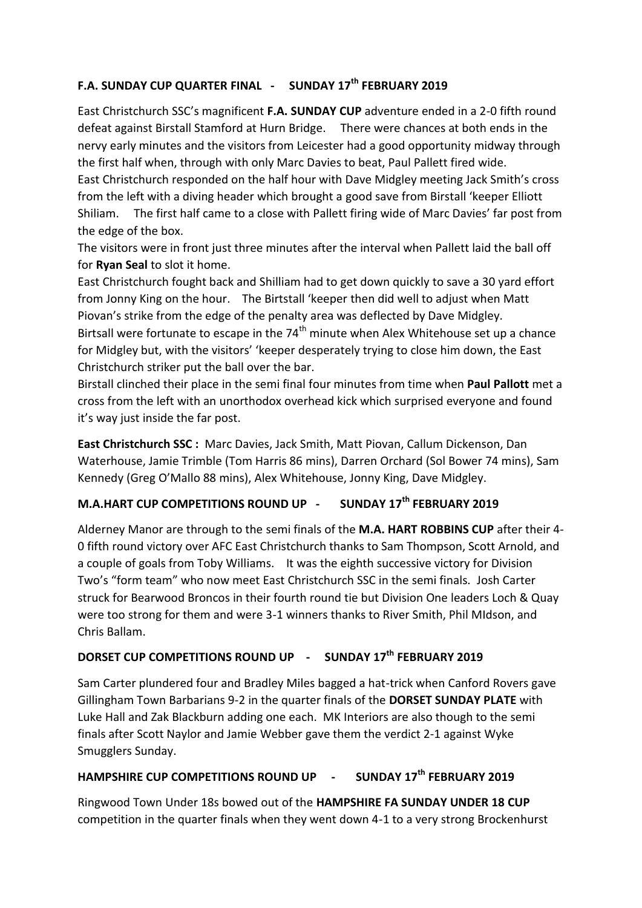## F.A. SUNDAY CUP QUARTER FINAL - SUNDAY 17th FEBRUARY 2019

East Christchurch SSC's magnificent **F.A. SUNDAY CUP** adventure ended in a 2-0 fifth round defeat against Birstall Stamford at Hurn Bridge. There were chances at both ends in the nervy early minutes and the visitors from Leicester had a good opportunity midway through the first half when, through with only Marc Davies to beat, Paul Pallett fired wide.
East Christchurch responded on the half hour with Dave Midgley meeting Jack Smith's cross from the left with a diving header which brought a good save from Birstall 'keeper Elliott Shiliam. The first half came to a close with Pallett firing wide of Marc Davies' far post from the edge of the box.
The visitors were in front just three minutes after the interval when Pallett laid the ball off for **Ryan Seal** to slot it home.
East Christchurch fought back and Shilliam had to get down quickly to save a 30 yard effort from Jonny King on the hour. The Birtstall 'keeper then did well to adjust when Matt Piovan's strike from the edge of the penalty area was deflected by Dave Midgley.
Birtsall were fortunate to escape in the 74th minute when Alex Whitehouse set up a chance for Midgley but, with the visitors' 'keeper desperately trying to close him down, the East Christchurch striker put the ball over the bar.
Birstall clinched their place in the semi final four minutes from time when **Paul Pallott** met a cross from the left with an unorthodox overhead kick which surprised everyone and found it's way just inside the far post.

**East Christchurch SSC :** Marc Davies, Jack Smith, Matt Piovan, Callum Dickenson, Dan Waterhouse, Jamie Trimble (Tom Harris 86 mins), Darren Orchard (Sol Bower 74 mins), Sam Kennedy (Greg O'Mallo 88 mins), Alex Whitehouse, Jonny King, Dave Midgley.

## M.A.HART CUP COMPETITIONS ROUND UP - SUNDAY 17th FEBRUARY 2019

Alderney Manor are through to the semi finals of the **M.A. HART ROBBINS CUP** after their 4-0 fifth round victory over AFC East Christchurch thanks to Sam Thompson, Scott Arnold, and a couple of goals from Toby Williams. It was the eighth successive victory for Division Two's "form team" who now meet East Christchurch SSC in the semi finals. Josh Carter struck for Bearwood Broncos in their fourth round tie but Division One leaders Loch & Quay were too strong for them and were 3-1 winners thanks to River Smith, Phil MIdson, and Chris Ballam.

## DORSET CUP COMPETITIONS ROUND UP - SUNDAY 17th FEBRUARY 2019

Sam Carter plundered four and Bradley Miles bagged a hat-trick when Canford Rovers gave Gillingham Town Barbarians 9-2 in the quarter finals of the **DORSET SUNDAY PLATE** with Luke Hall and Zak Blackburn adding one each. MK Interiors are also though to the semi finals after Scott Naylor and Jamie Webber gave them the verdict 2-1 against Wyke Smugglers Sunday.

## HAMPSHIRE CUP COMPETITIONS ROUND UP - SUNDAY 17th FEBRUARY 2019

Ringwood Town Under 18s bowed out of the **HAMPSHIRE FA SUNDAY UNDER 18 CUP** competition in the quarter finals when they went down 4-1 to a very strong Brockenhurst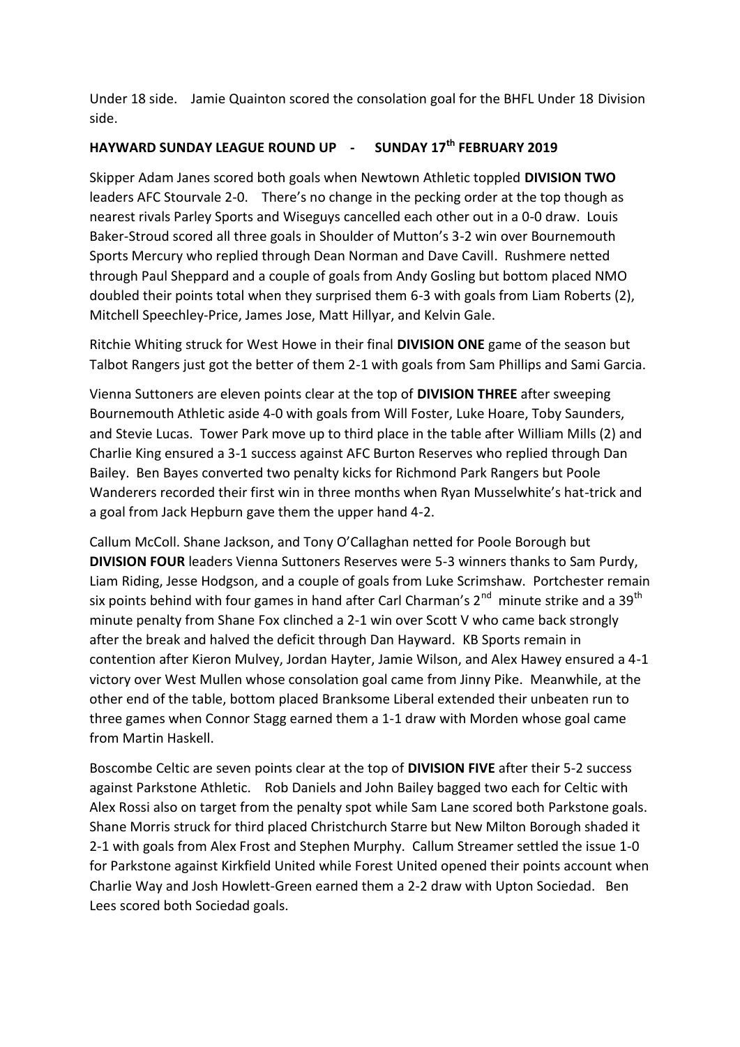Under 18 side. Jamie Quainton scored the consolation goal for the BHFL Under 18 Division side.

**HAYWARD SUNDAY LEAGUE ROUND UP - SUNDAY 17th FEBRUARY 2019**

Skipper Adam Janes scored both goals when Newtown Athletic toppled **DIVISION TWO** leaders AFC Stourvale 2-0. There's no change in the pecking order at the top though as nearest rivals Parley Sports and Wiseguys cancelled each other out in a 0-0 draw. Louis Baker-Stroud scored all three goals in Shoulder of Mutton's 3-2 win over Bournemouth Sports Mercury who replied through Dean Norman and Dave Cavill. Rushmere netted through Paul Sheppard and a couple of goals from Andy Gosling but bottom placed NMO doubled their points total when they surprised them 6-3 with goals from Liam Roberts (2), Mitchell Speechley-Price, James Jose, Matt Hillyar, and Kelvin Gale.

Ritchie Whiting struck for West Howe in their final **DIVISION ONE** game of the season but Talbot Rangers just got the better of them 2-1 with goals from Sam Phillips and Sami Garcia.

Vienna Suttoners are eleven points clear at the top of **DIVISION THREE** after sweeping Bournemouth Athletic aside 4-0 with goals from Will Foster, Luke Hoare, Toby Saunders, and Stevie Lucas. Tower Park move up to third place in the table after William Mills (2) and Charlie King ensured a 3-1 success against AFC Burton Reserves who replied through Dan Bailey. Ben Bayes converted two penalty kicks for Richmond Park Rangers but Poole Wanderers recorded their first win in three months when Ryan Musselwhite's hat-trick and a goal from Jack Hepburn gave them the upper hand 4-2.

Callum McColl. Shane Jackson, and Tony O'Callaghan netted for Poole Borough but **DIVISION FOUR** leaders Vienna Suttoners Reserves were 5-3 winners thanks to Sam Purdy, Liam Riding, Jesse Hodgson, and a couple of goals from Luke Scrimshaw. Portchester remain six points behind with four games in hand after Carl Charman's 2nd minute strike and a 39th minute penalty from Shane Fox clinched a 2-1 win over Scott V who came back strongly after the break and halved the deficit through Dan Hayward. KB Sports remain in contention after Kieron Mulvey, Jordan Hayter, Jamie Wilson, and Alex Hawey ensured a 4-1 victory over West Mullen whose consolation goal came from Jinny Pike. Meanwhile, at the other end of the table, bottom placed Branksome Liberal extended their unbeaten run to three games when Connor Stagg earned them a 1-1 draw with Morden whose goal came from Martin Haskell.

Boscombe Celtic are seven points clear at the top of **DIVISION FIVE** after their 5-2 success against Parkstone Athletic. Rob Daniels and John Bailey bagged two each for Celtic with Alex Rossi also on target from the penalty spot while Sam Lane scored both Parkstone goals. Shane Morris struck for third placed Christchurch Starre but New Milton Borough shaded it 2-1 with goals from Alex Frost and Stephen Murphy. Callum Streamer settled the issue 1-0 for Parkstone against Kirkfield United while Forest United opened their points account when Charlie Way and Josh Howlett-Green earned them a 2-2 draw with Upton Sociedad. Ben Lees scored both Sociedad goals.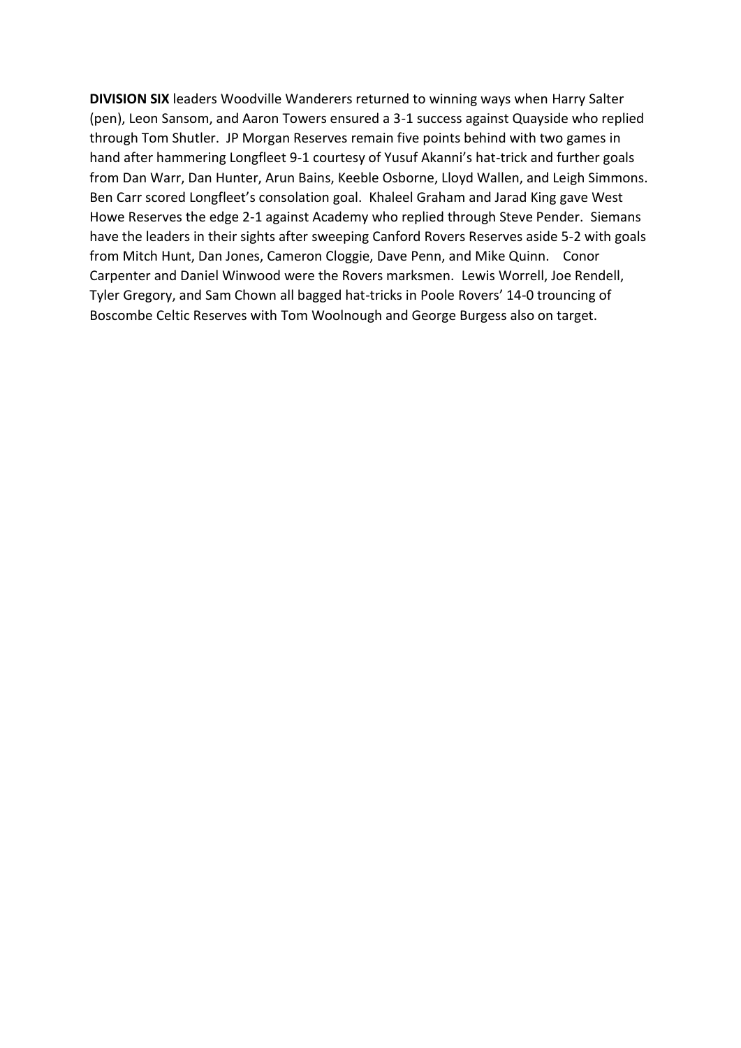**DIVISION SIX** leaders Woodville Wanderers returned to winning ways when Harry Salter (pen), Leon Sansom, and Aaron Towers ensured a 3-1 success against Quayside who replied through Tom Shutler. JP Morgan Reserves remain five points behind with two games in hand after hammering Longfleet 9-1 courtesy of Yusuf Akanni's hat-trick and further goals from Dan Warr, Dan Hunter, Arun Bains, Keeble Osborne, Lloyd Wallen, and Leigh Simmons. Ben Carr scored Longfleet's consolation goal. Khaleel Graham and Jarad King gave West Howe Reserves the edge 2-1 against Academy who replied through Steve Pender. Siemans have the leaders in their sights after sweeping Canford Rovers Reserves aside 5-2 with goals from Mitch Hunt, Dan Jones, Cameron Cloggie, Dave Penn, and Mike Quinn. Conor Carpenter and Daniel Winwood were the Rovers marksmen. Lewis Worrell, Joe Rendell, Tyler Gregory, and Sam Chown all bagged hat-tricks in Poole Rovers' 14-0 trouncing of Boscombe Celtic Reserves with Tom Woolnough and George Burgess also on target.